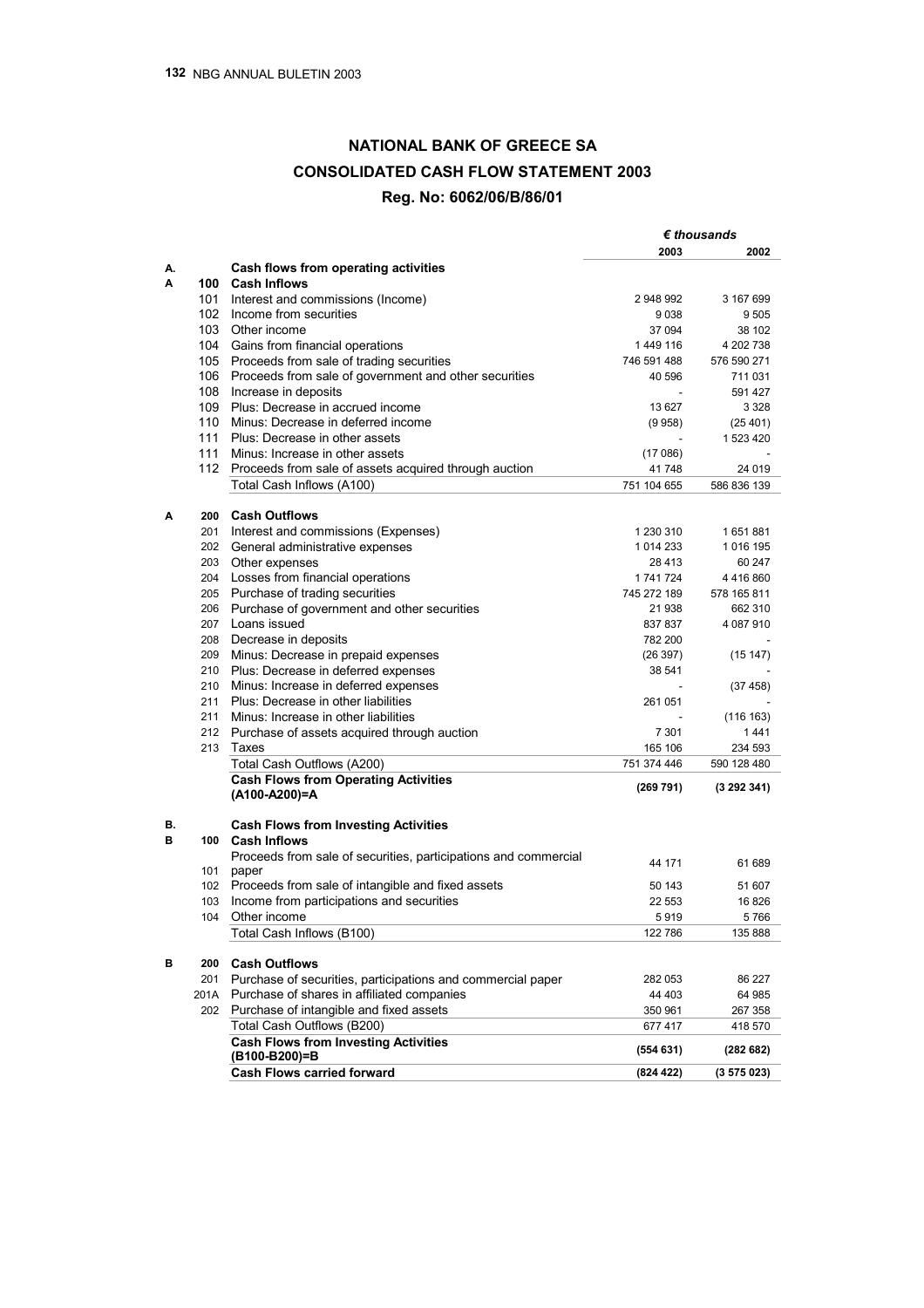# NATIONAL BANK OF GREECE SA

## CONSOLIDATED CASH FLOW STATEMENT 2003

### Reg. No: 6062/06/B/86/01

| | | | *€ thousands* | |
|---|---|---|---|---|
| | | | **2003** | **2002** |
| **A.** | | **Cash flows from operating activities** | | |
| **A** | **100** | **Cash Inflows** | | |
| | 101 | Interest and commissions (Income) | 2 948 992 | 3 167 699 |
| | 102 | Income from securities | 9 038 | 9 505 |
| | 103 | Other income | 37 094 | 38 102 |
| | 104 | Gains from financial operations | 1 449 116 | 4 202 738 |
| | 105 | Proceeds from sale of trading securities | 746 591 488 | 576 590 271 |
| | 106 | Proceeds from sale of government and other securities | 40 596 | 711 031 |
| | 108 | Increase in deposits | - | 591 427 |
| | 109 | Plus: Decrease in accrued income | 13 627 | 3 328 |
| | 110 | Minus: Decrease in deferred income | (9 958) | (25 401) |
| | 111 | Plus: Decrease in other assets | - | 1 523 420 |
| | 111 | Minus: Increase in other assets | (17 086) | - |
| | 112 | Proceeds from sale of assets acquired through auction | 41 748 | 24 019 |
| | | Total Cash Inflows (A100) | 751 104 655 | 586 836 139 |
| **A** | **200** | **Cash Outflows** | | |
| | 201 | Interest and commissions (Expenses) | 1 230 310 | 1 651 881 |
| | 202 | General administrative expenses | 1 014 233 | 1 016 195 |
| | 203 | Other expenses | 28 413 | 60 247 |
| | 204 | Losses from financial operations | 1 741 724 | 4 416 860 |
| | 205 | Purchase of trading securities | 745 272 189 | 578 165 811 |
| | 206 | Purchase of government and other securities | 21 938 | 662 310 |
| | 207 | Loans issued | 837 837 | 4 087 910 |
| | 208 | Decrease in deposits | 782 200 | - |
| | 209 | Minus: Decrease in prepaid expenses | (26 397) | (15 147) |
| | 210 | Plus: Decrease in deferred expenses | 38 541 | - |
| | 210 | Minus: Increase in deferred expenses | - | (37 458) |
| | 211 | Plus: Decrease in other liabilities | 261 051 | - |
| | 211 | Minus: Increase in other liabilities | - | (116 163) |
| | 212 | Purchase of assets acquired through auction | 7 301 | 1 441 |
| | 213 | Taxes | 165 106 | 234 593 |
| | | Total Cash Outflows (A200) | 751 374 446 | 590 128 480 |
| | | **Cash Flows from Operating Activities (A100-A200)=A** | **(269 791)** | **(3 292 341)** |
| **B.** | | **Cash Flows from Investing Activities** | | |
| **B** | **100** | **Cash Inflows** | | |
| | 101 | Proceeds from sale of securities, participations and commercial paper | 44 171 | 61 689 |
| | 102 | Proceeds from sale of intangible and fixed assets | 50 143 | 51 607 |
| | 103 | Income from participations and securities | 22 553 | 16 826 |
| | 104 | Other income | 5 919 | 5 766 |
| | | Total Cash Inflows (B100) | 122 786 | 135 888 |
| **B** | **200** | **Cash Outflows** | | |
| | 201 | Purchase of securities, participations and commercial paper | 282 053 | 86 227 |
| | 201A | Purchase of shares in affiliated companies | 44 403 | 64 985 |
| | 202 | Purchase of intangible and fixed assets | 350 961 | 267 358 |
| | | Total Cash Outflows (B200) | 677 417 | 418 570 |
| | | **Cash Flows from Investing Activities (B100-B200)=B** | **(554 631)** | **(282 682)** |
| | | **Cash Flows carried forward** | **(824 422)** | **(3 575 023)** |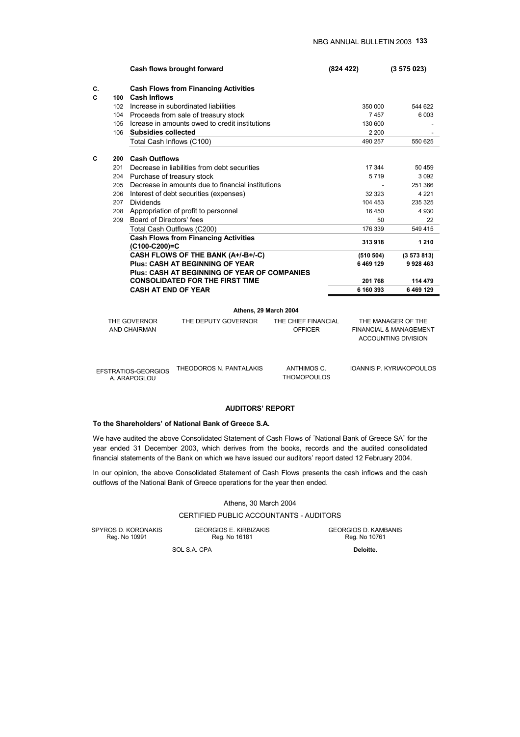| | | | | |
|---|---|---|---|---|
| | | **Cash flows brought forward** | **(824 422)** | **(3 575 023)** |
| **C.** | | **Cash Flows from Financing Activities** | | |
| **C** | **100** | **Cash Inflows** | | |
| | 102 | Increase in subordinated liabilities | 350 000 | 544 622 |
| | 104 | Proceeds from sale of treasury stock | 7 457 | 6 003 |
| | 105 | Icrease in amounts owed to credit institutions | 130 600 | - |
| | 106 | **Subsidies collected** | 2 200 | - |
| | | Total Cash Inflows (C100) | 490 257 | 550 625 |
| **C** | **200** | **Cash Outflows** | | |
| | 201 | Decrease in liabilities from debt securities | 17 344 | 50 459 |
| | 204 | Purchase of treasury stock | 5 719 | 3 092 |
| | 205 | Decrease in amounts due to financial institutions | - | 251 366 |
| | 206 | Interest of debt securities (expenses) | 32 323 | 4 221 |
| | 207 | Dividends | 104 453 | 235 325 |
| | 208 | Appropriation of profit to personnel | 16 450 | 4 930 |
| | 209 | Board of Directors' fees | 50 | 22 |
| | | Total Cash Outflows (C200) | 176 339 | 549 415 |
| | | **Cash Flows from Financing Activities (C100-C200)=C** | **313 918** | **1 210** |
| | | **CASH FLOWS OF THE BANK (A+/-B+/-C)** | **(510 504)** | **(3 573 813)** |
| | | **Plus: CASH AT BEGINNING OF YEAR** | **6 469 129** | **9 928 463** |
| | | **Plus: CASH AT BEGINNING OF YEAR OF COMPANIES CONSOLIDATED FOR THE FIRST TIME** | **201 768** | **114 479** |
| | | **CASH AT END OF YEAR** | **6 160 393** | **6 469 129** |

**Athens, 29 March 2004**

| THE GOVERNOR AND CHAIRMAN | THE DEPUTY GOVERNOR | THE CHIEF FINANCIAL OFFICER | THE MANAGER OF THE FINANCIAL & MANAGEMENT ACCOUNTING DIVISION |
|---|---|---|---|
| EFSTRATIOS-GEORGIOS A. ARAPOGLOU | THEODOROS N. PANTALAKIS | ANTHIMOS C. THOMOPOULOS | IOANNIS P. KYRIAKOPOULOS |

## AUDITORS' REPORT

**To the Shareholders' of National Bank of Greece S.A.**

We have audited the above Consolidated Statement of Cash Flows of ¨National Bank of Greece SA¨ for the year ended 31 December 2003, which derives from the books, records and the audited consolidated financial statements of the Bank on which we have issued our auditors' report dated 12 February 2004.

In our opinion, the above Consolidated Statement of Cash Flows presents the cash inflows and the cash outflows of the National Bank of Greece operations for the year then ended.

Athens, 30 March 2004

CERTIFIED PUBLIC ACCOUNTANTS - AUDITORS

| SPYROS D. KORONAKIS | GEORGIOS E. KIRBIZAKIS | GEORGIOS D. KAMBANIS |
|---|---|---|
| Reg. No 10991 | Reg. No 16181 | Reg. No 10761 |
| | SOL S.A. CPA | **Deloitte.** |